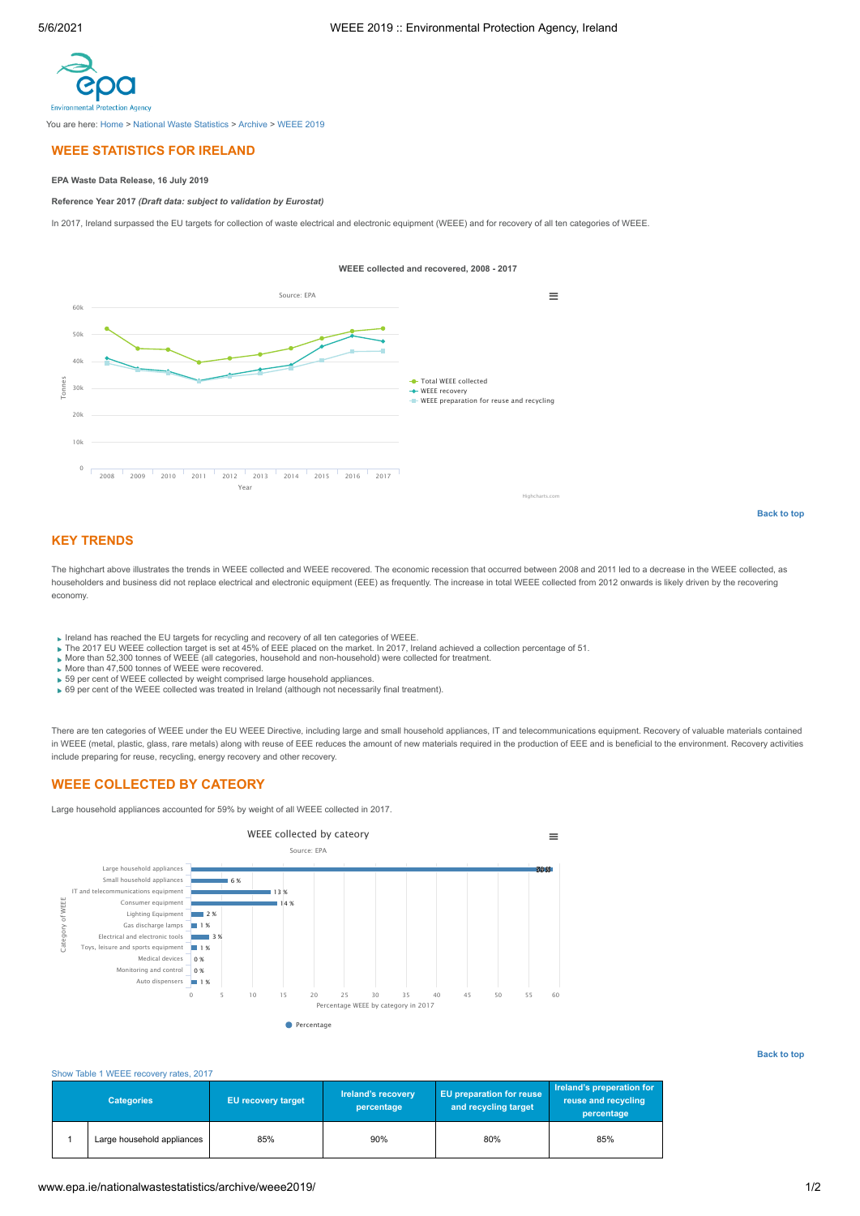You are here: Home > National Waste Statistics > Archive > WEEE 2019

## WEEE STATISTICS FOR IRELAND

**EPA Waste Data Release, 16 July 2019**

**Reference Year 2017** ***(Draft data: subject to validation by Eurostat)***

In 2017, Ireland surpassed the EU targets for collection of waste electrical and electronic equipment (WEEE) and for recovery of all ten categories of WEEE.

**WEEE collected and recovered, 2008 - 2017**

Back to top

## KEY TRENDS

The highchart above illustrates the trends in WEEE collected and WEEE recovered. The economic recession that occurred between 2008 and 2011 led to a decrease in the WEEE collected, as householders and business did not replace electrical and electronic equipment (EEE) as frequently. The increase in total WEEE collected from 2012 onwards is likely driven by the recovering economy.

- Ireland has reached the EU targets for recycling and recovery of all ten categories of WEEE.
- The 2017 EU WEEE collection target is set at 45% of EEE placed on the market. In 2017, Ireland achieved a collection percentage of 51.
- More than 52,300 tonnes of WEEE (all categories, household and non-household) were collected for treatment.
- More than 47,500 tonnes of WEEE were recovered.
- 59 per cent of WEEE collected by weight comprised large household appliances.
- 69 per cent of the WEEE collected was treated in Ireland (although not necessarily final treatment).

There are ten categories of WEEE under the EU WEEE Directive, including large and small household appliances, IT and telecommunications equipment. Recovery of valuable materials contained in WEEE (metal, plastic, glass, rare metals) along with reuse of EEE reduces the amount of new materials required in the production of EEE and is beneficial to the environment. Recovery activities include preparing for reuse, recycling, energy recovery and other recovery.

## WEEE COLLECTED BY CATEORY

Large household appliances accounted for 59% by weight of all WEEE collected in 2017.

Back to top

Show Table 1 WEEE recovery rates, 2017

| | Categories | EU recovery target | Ireland's recovery percentage | EU preparation for reuse and recycling target | Ireland's preperation for reuse and recycling percentage |
|---|---|---|---|---|---|
| 1 | Large household appliances | 85% | 90% | 80% | 85% |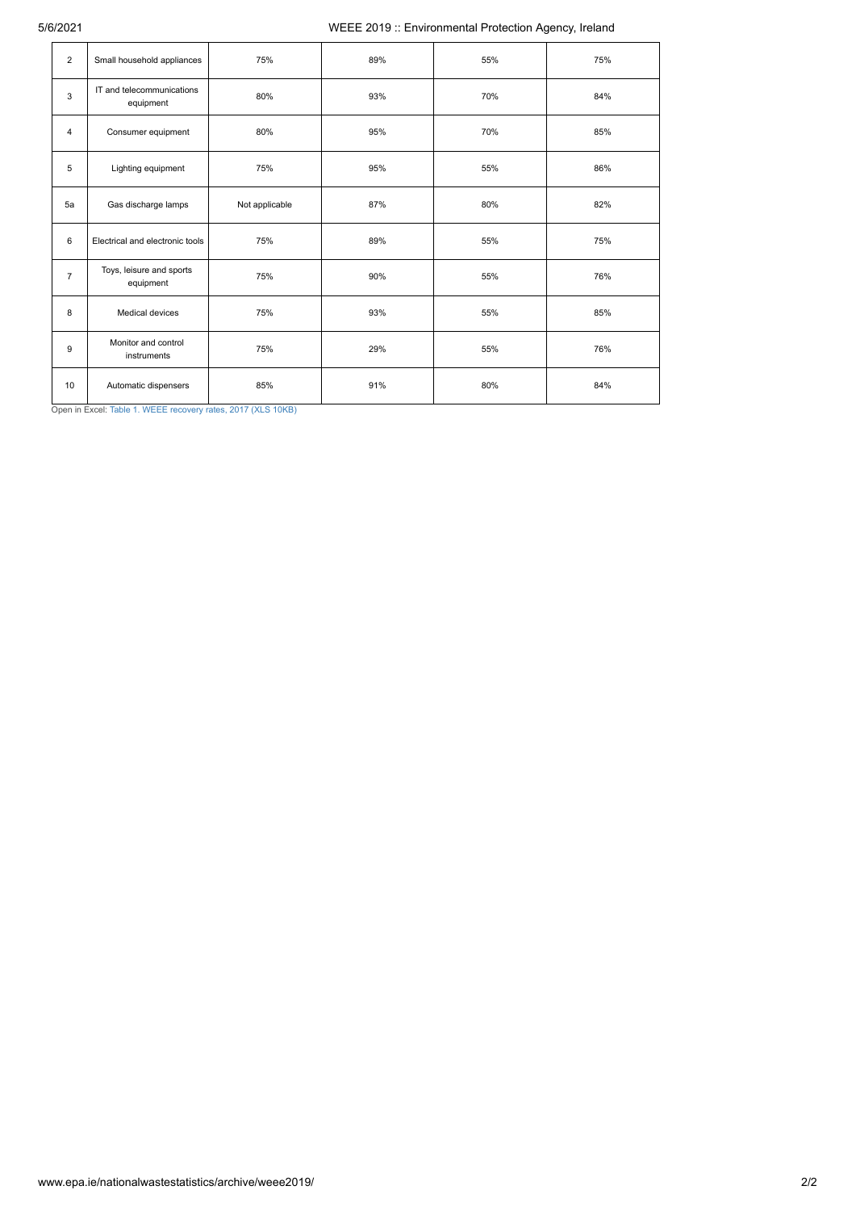| | | | | | |
|---|---|---|---|---|---|
| 2 | Small household appliances | 75% | 89% | 55% | 75% |
| 3 | IT and telecommunications equipment | 80% | 93% | 70% | 84% |
| 4 | Consumer equipment | 80% | 95% | 70% | 85% |
| 5 | Lighting equipment | 75% | 95% | 55% | 86% |
| 5a | Gas discharge lamps | Not applicable | 87% | 80% | 82% |
| 6 | Electrical and electronic tools | 75% | 89% | 55% | 75% |
| 7 | Toys, leisure and sports equipment | 75% | 90% | 55% | 76% |
| 8 | Medical devices | 75% | 93% | 55% | 85% |
| 9 | Monitor and control instruments | 75% | 29% | 55% | 76% |
| 10 | Automatic dispensers | 85% | 91% | 80% | 84% |

Open in Excel: Table 1. WEEE recovery rates, 2017 (XLS 10KB)